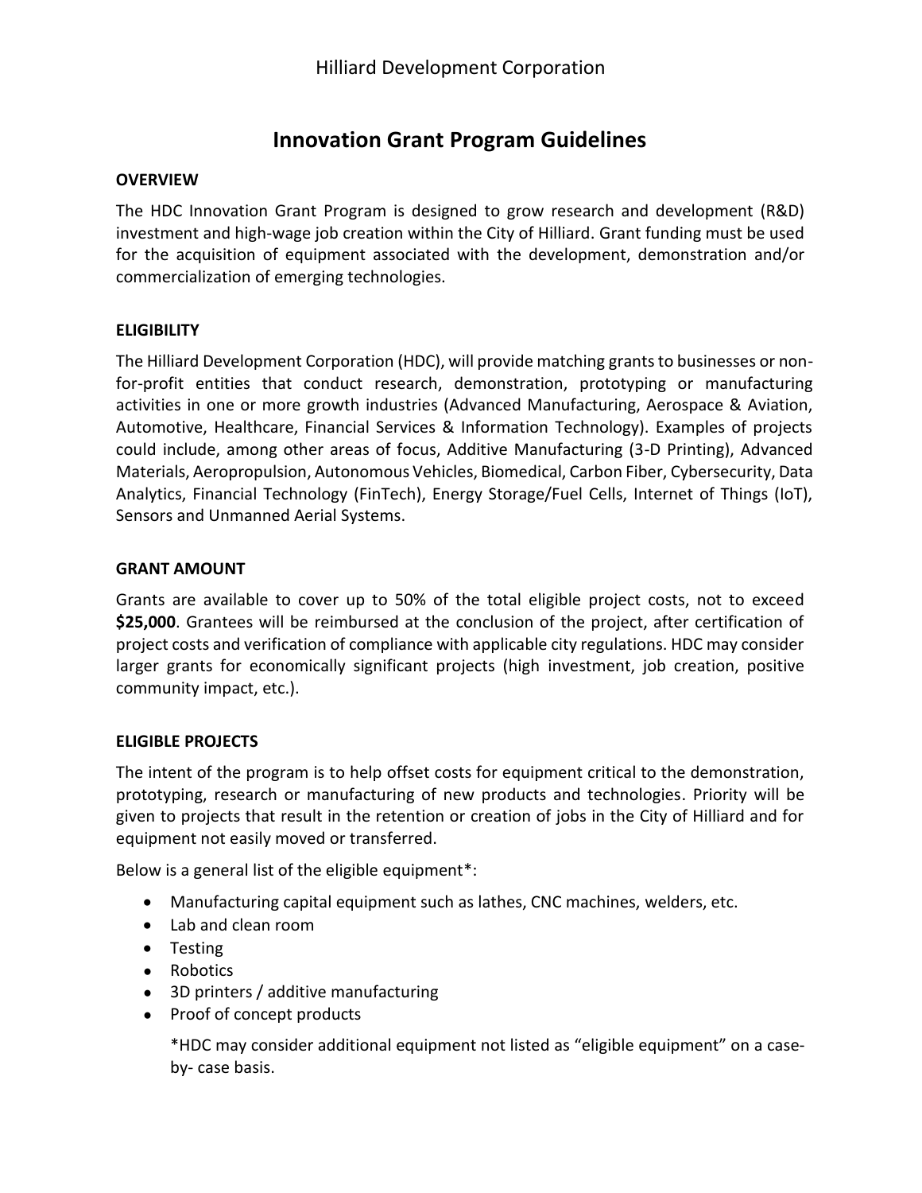Hilliard Development Corporation

# Innovation Grant Program Guidelines

## OVERVIEW

The HDC Innovation Grant Program is designed to grow research and development (R&D) investment and high-wage job creation within the City of Hilliard. Grant funding must be used for the acquisition of equipment associated with the development, demonstration and/or commercialization of emerging technologies.

## ELIGIBILITY

The Hilliard Development Corporation (HDC), will provide matching grants to businesses or non-for-profit entities that conduct research, demonstration, prototyping or manufacturing activities in one or more growth industries (Advanced Manufacturing, Aerospace & Aviation, Automotive, Healthcare, Financial Services & Information Technology). Examples of projects could include, among other areas of focus, Additive Manufacturing (3-D Printing), Advanced Materials, Aeropropulsion, Autonomous Vehicles, Biomedical, Carbon Fiber, Cybersecurity, Data Analytics, Financial Technology (FinTech), Energy Storage/Fuel Cells, Internet of Things (IoT), Sensors and Unmanned Aerial Systems.

## GRANT AMOUNT

Grants are available to cover up to 50% of the total eligible project costs, not to exceed **$25,000**. Grantees will be reimbursed at the conclusion of the project, after certification of project costs and verification of compliance with applicable city regulations. HDC may consider larger grants for economically significant projects (high investment, job creation, positive community impact, etc.).

## ELIGIBLE PROJECTS

The intent of the program is to help offset costs for equipment critical to the demonstration, prototyping, research or manufacturing of new products and technologies. Priority will be given to projects that result in the retention or creation of jobs in the City of Hilliard and for equipment not easily moved or transferred.

Below is a general list of the eligible equipment*:

- Manufacturing capital equipment such as lathes, CNC machines, welders, etc.
- Lab and clean room
- Testing
- Robotics
- 3D printers / additive manufacturing
- Proof of concept products

*HDC may consider additional equipment not listed as "eligible equipment" on a case-by- case basis.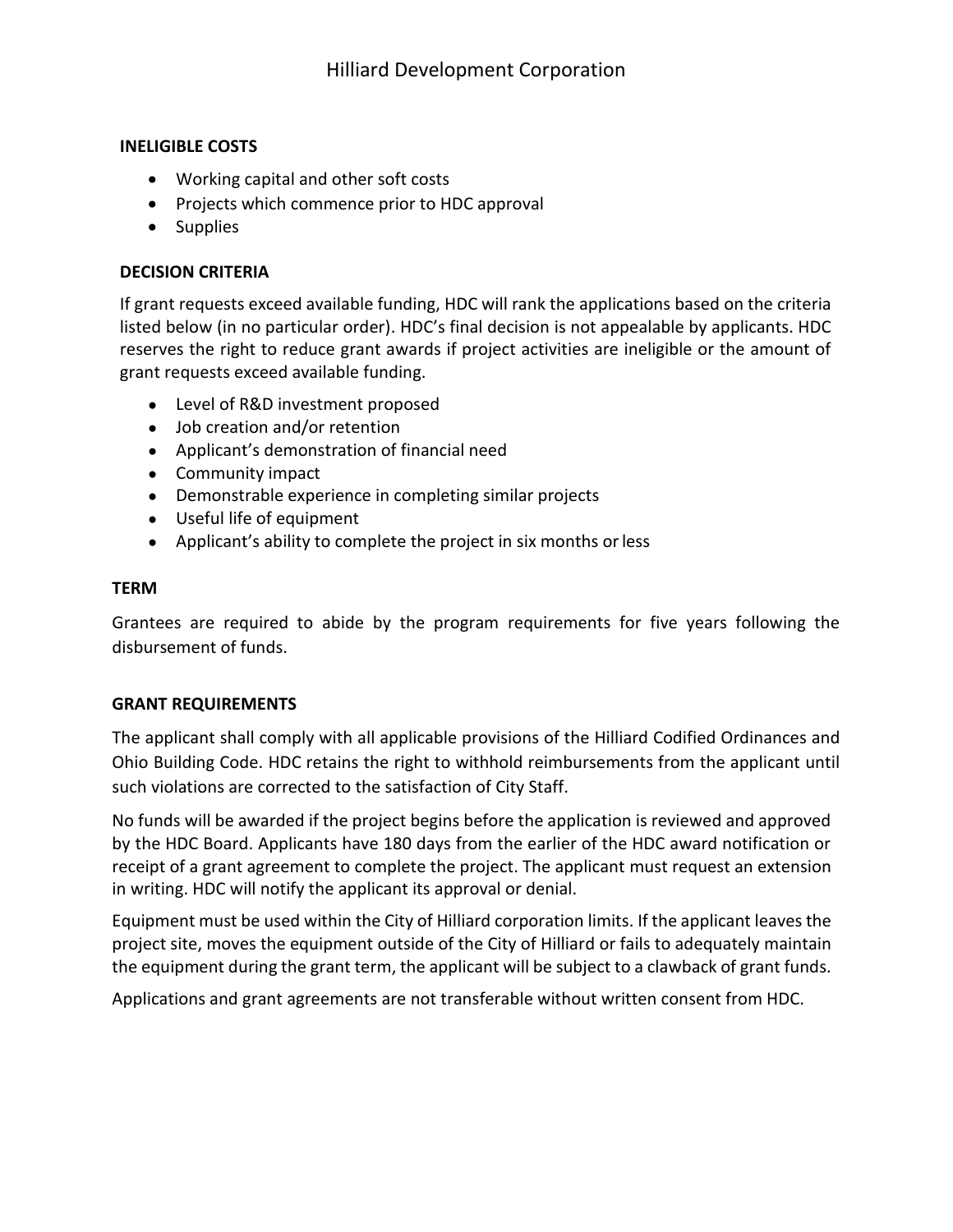### INELIGIBLE COSTS

- Working capital and other soft costs
- Projects which commence prior to HDC approval
- Supplies

### DECISION CRITERIA

If grant requests exceed available funding, HDC will rank the applications based on the criteria listed below (in no particular order). HDC's final decision is not appealable by applicants. HDC reserves the right to reduce grant awards if project activities are ineligible or the amount of grant requests exceed available funding.

- Level of R&D investment proposed
- Job creation and/or retention
- Applicant's demonstration of financial need
- Community impact
- Demonstrable experience in completing similar projects
- Useful life of equipment
- Applicant's ability to complete the project in six months or less

### TERM

Grantees are required to abide by the program requirements for five years following the disbursement of funds.

### GRANT REQUIREMENTS

The applicant shall comply with all applicable provisions of the Hilliard Codified Ordinances and Ohio Building Code. HDC retains the right to withhold reimbursements from the applicant until such violations are corrected to the satisfaction of City Staff.

No funds will be awarded if the project begins before the application is reviewed and approved by the HDC Board. Applicants have 180 days from the earlier of the HDC award notification or receipt of a grant agreement to complete the project. The applicant must request an extension in writing. HDC will notify the applicant its approval or denial.

Equipment must be used within the City of Hilliard corporation limits. If the applicant leaves the project site, moves the equipment outside of the City of Hilliard or fails to adequately maintain the equipment during the grant term, the applicant will be subject to a clawback of grant funds.

Applications and grant agreements are not transferable without written consent from HDC.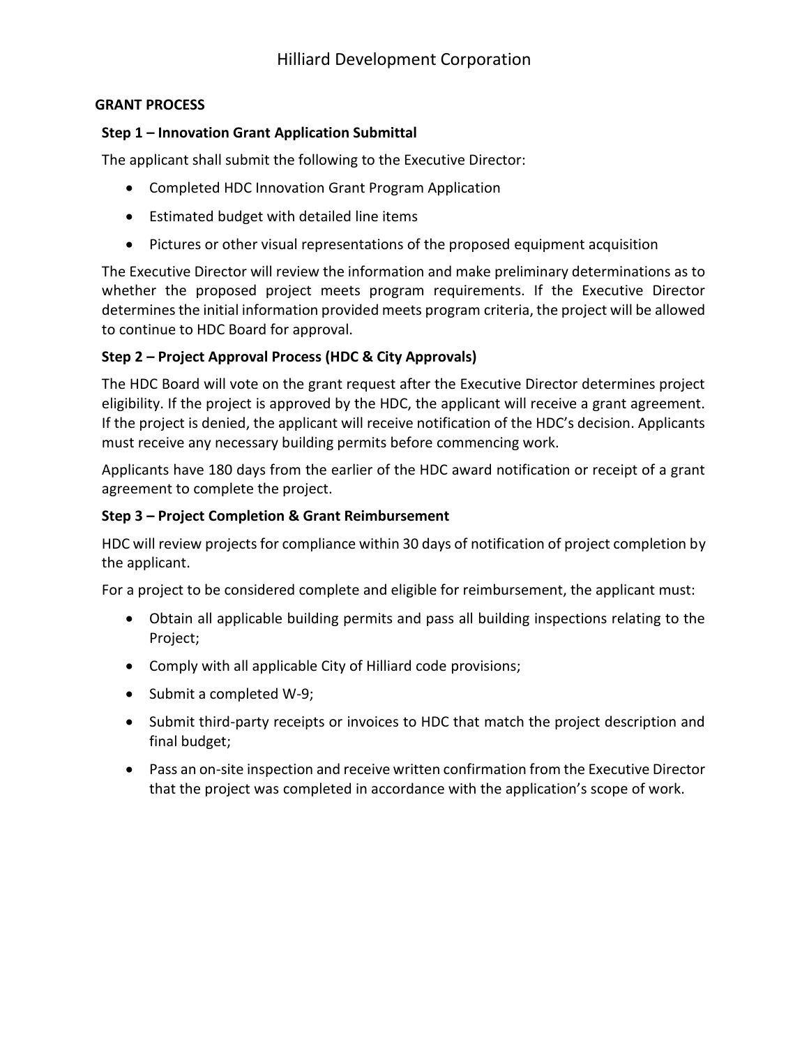## GRANT PROCESS

### Step 1 – Innovation Grant Application Submittal

The applicant shall submit the following to the Executive Director:

- Completed HDC Innovation Grant Program Application
- Estimated budget with detailed line items
- Pictures or other visual representations of the proposed equipment acquisition

The Executive Director will review the information and make preliminary determinations as to whether the proposed project meets program requirements. If the Executive Director determines the initial information provided meets program criteria, the project will be allowed to continue to HDC Board for approval.

### Step 2 – Project Approval Process (HDC & City Approvals)

The HDC Board will vote on the grant request after the Executive Director determines project eligibility. If the project is approved by the HDC, the applicant will receive a grant agreement. If the project is denied, the applicant will receive notification of the HDC's decision. Applicants must receive any necessary building permits before commencing work.

Applicants have 180 days from the earlier of the HDC award notification or receipt of a grant agreement to complete the project.

### Step 3 – Project Completion & Grant Reimbursement

HDC will review projects for compliance within 30 days of notification of project completion by the applicant.

For a project to be considered complete and eligible for reimbursement, the applicant must:

- Obtain all applicable building permits and pass all building inspections relating to the Project;
- Comply with all applicable City of Hilliard code provisions;
- Submit a completed W-9;
- Submit third-party receipts or invoices to HDC that match the project description and final budget;
- Pass an on-site inspection and receive written confirmation from the Executive Director that the project was completed in accordance with the application's scope of work.